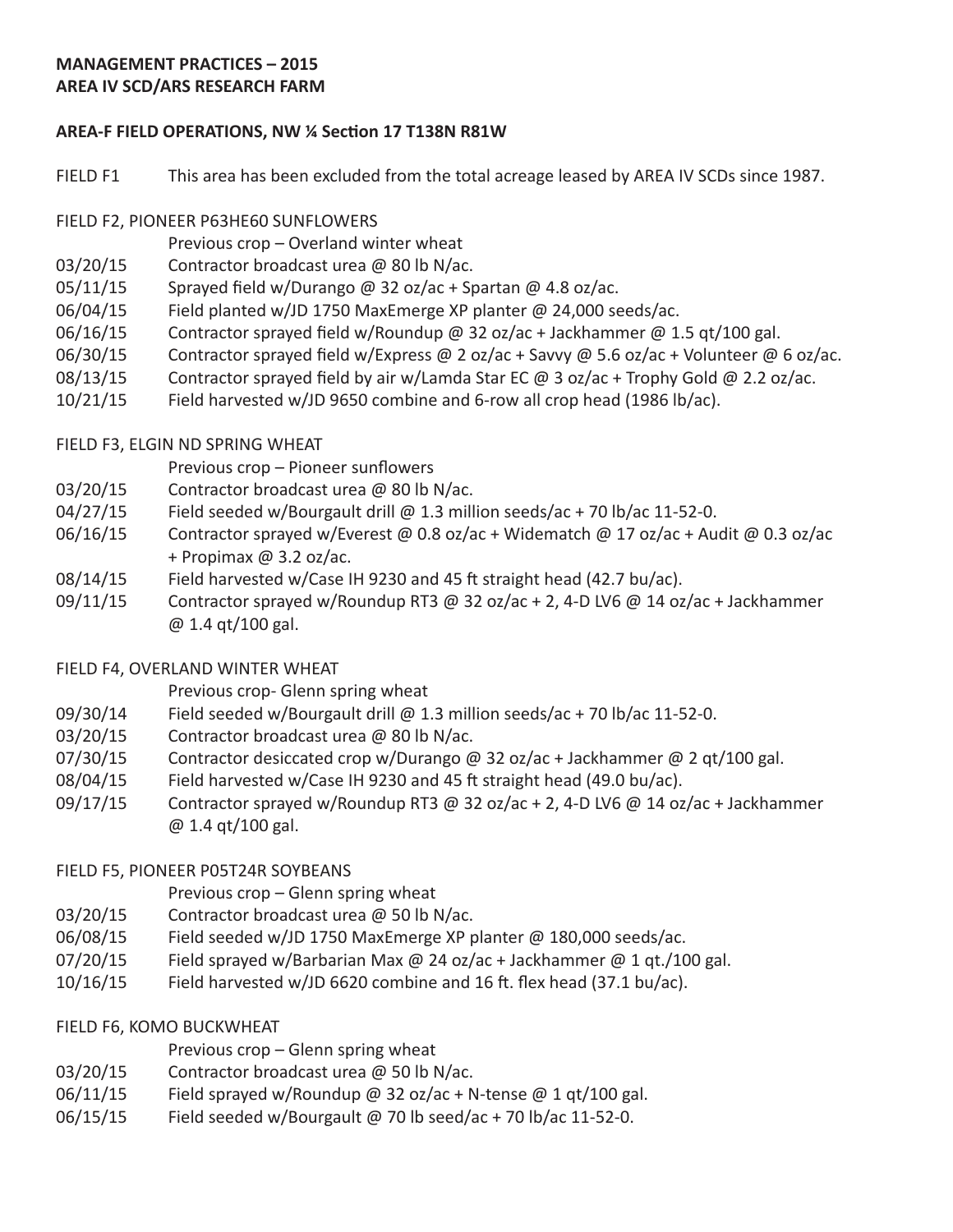**MANAGEMENT PRACTICES – 2015**
**AREA IV SCD/ARS RESEARCH FARM**

**AREA-F FIELD OPERATIONS, NW ¼ Section 17 T138N R81W**

FIELD F1 This area has been excluded from the total acreage leased by AREA IV SCDs since 1987.

FIELD F2, PIONEER P63HE60 SUNFLOWERS

Previous crop – Overland winter wheat

03/20/15 Contractor broadcast urea @ 80 lb N/ac.
05/11/15 Sprayed field w/Durango @ 32 oz/ac + Spartan @ 4.8 oz/ac.
06/04/15 Field planted w/JD 1750 MaxEmerge XP planter @ 24,000 seeds/ac.
06/16/15 Contractor sprayed field w/Roundup @ 32 oz/ac + Jackhammer @ 1.5 qt/100 gal.
06/30/15 Contractor sprayed field w/Express @ 2 oz/ac + Savvy @ 5.6 oz/ac + Volunteer @ 6 oz/ac.
08/13/15 Contractor sprayed field by air w/Lamda Star EC @ 3 oz/ac + Trophy Gold @ 2.2 oz/ac.
10/21/15 Field harvested w/JD 9650 combine and 6-row all crop head (1986 lb/ac).

FIELD F3, ELGIN ND SPRING WHEAT

Previous crop – Pioneer sunflowers

03/20/15 Contractor broadcast urea @ 80 lb N/ac.
04/27/15 Field seeded w/Bourgault drill @ 1.3 million seeds/ac + 70 lb/ac 11-52-0.
06/16/15 Contractor sprayed w/Everest @ 0.8 oz/ac + Widematch @ 17 oz/ac + Audit @ 0.3 oz/ac + Propimax @ 3.2 oz/ac.
08/14/15 Field harvested w/Case IH 9230 and 45 ft straight head (42.7 bu/ac).
09/11/15 Contractor sprayed w/Roundup RT3 @ 32 oz/ac + 2, 4-D LV6 @ 14 oz/ac + Jackhammer @ 1.4 qt/100 gal.

FIELD F4, OVERLAND WINTER WHEAT

Previous crop- Glenn spring wheat

09/30/14 Field seeded w/Bourgault drill @ 1.3 million seeds/ac + 70 lb/ac 11-52-0.
03/20/15 Contractor broadcast urea @ 80 lb N/ac.
07/30/15 Contractor desiccated crop w/Durango @ 32 oz/ac + Jackhammer @ 2 qt/100 gal.
08/04/15 Field harvested w/Case IH 9230 and 45 ft straight head (49.0 bu/ac).
09/17/15 Contractor sprayed w/Roundup RT3 @ 32 oz/ac + 2, 4-D LV6 @ 14 oz/ac + Jackhammer @ 1.4 qt/100 gal.

FIELD F5, PIONEER P05T24R SOYBEANS

Previous crop – Glenn spring wheat

03/20/15 Contractor broadcast urea @ 50 lb N/ac.
06/08/15 Field seeded w/JD 1750 MaxEmerge XP planter @ 180,000 seeds/ac.
07/20/15 Field sprayed w/Barbarian Max @ 24 oz/ac + Jackhammer @ 1 qt./100 gal.
10/16/15 Field harvested w/JD 6620 combine and 16 ft. flex head (37.1 bu/ac).

FIELD F6, KOMO BUCKWHEAT

Previous crop – Glenn spring wheat

03/20/15 Contractor broadcast urea @ 50 lb N/ac.
06/11/15 Field sprayed w/Roundup @ 32 oz/ac + N-tense @ 1 qt/100 gal.
06/15/15 Field seeded w/Bourgault @ 70 lb seed/ac + 70 lb/ac 11-52-0.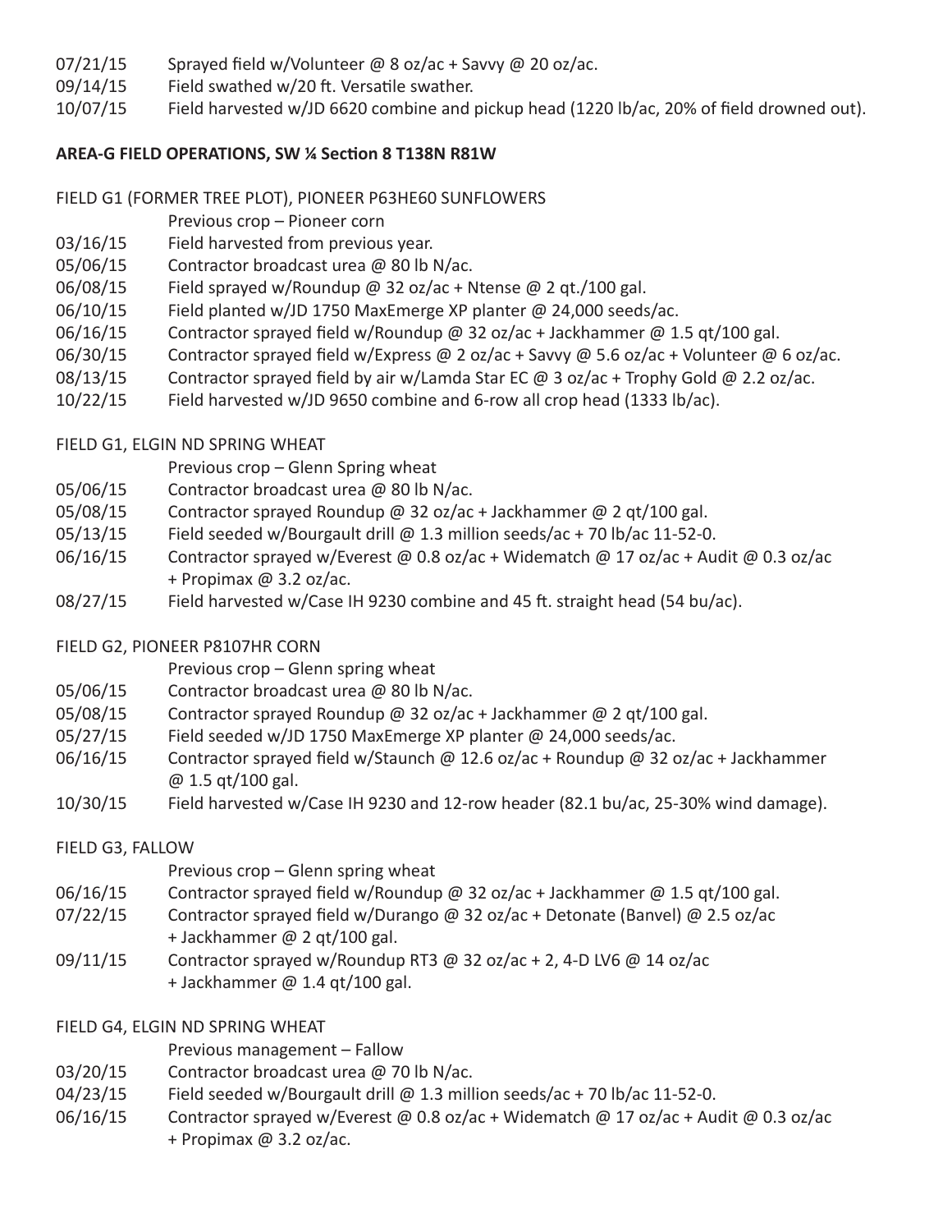07/21/15 Sprayed field w/Volunteer @ 8 oz/ac + Savvy @ 20 oz/ac.

09/14/15 Field swathed w/20 ft. Versatile swather.

10/07/15 Field harvested w/JD 6620 combine and pickup head (1220 lb/ac, 20% of field drowned out).

**AREA-G FIELD OPERATIONS, SW ¼ Section 8 T138N R81W**

FIELD G1 (FORMER TREE PLOT), PIONEER P63HE60 SUNFLOWERS

Previous crop – Pioneer corn

03/16/15 Field harvested from previous year.

05/06/15 Contractor broadcast urea @ 80 lb N/ac.

06/08/15 Field sprayed w/Roundup @ 32 oz/ac + Ntense @ 2 qt./100 gal.

06/10/15 Field planted w/JD 1750 MaxEmerge XP planter @ 24,000 seeds/ac.

06/16/15 Contractor sprayed field w/Roundup @ 32 oz/ac + Jackhammer @ 1.5 qt/100 gal.

06/30/15 Contractor sprayed field w/Express @ 2 oz/ac + Savvy @ 5.6 oz/ac + Volunteer @ 6 oz/ac.

08/13/15 Contractor sprayed field by air w/Lamda Star EC @ 3 oz/ac + Trophy Gold @ 2.2 oz/ac.

10/22/15 Field harvested w/JD 9650 combine and 6-row all crop head (1333 lb/ac).

FIELD G1, ELGIN ND SPRING WHEAT

Previous crop – Glenn Spring wheat

05/06/15 Contractor broadcast urea @ 80 lb N/ac.

05/08/15 Contractor sprayed Roundup @ 32 oz/ac + Jackhammer @ 2 qt/100 gal.

05/13/15 Field seeded w/Bourgault drill @ 1.3 million seeds/ac + 70 lb/ac 11-52-0.

06/16/15 Contractor sprayed w/Everest @ 0.8 oz/ac + Widematch @ 17 oz/ac + Audit @ 0.3 oz/ac + Propimax @ 3.2 oz/ac.

08/27/15 Field harvested w/Case IH 9230 combine and 45 ft. straight head (54 bu/ac).

FIELD G2, PIONEER P8107HR CORN

Previous crop – Glenn spring wheat

05/06/15 Contractor broadcast urea @ 80 lb N/ac.

05/08/15 Contractor sprayed Roundup @ 32 oz/ac + Jackhammer @ 2 qt/100 gal.

05/27/15 Field seeded w/JD 1750 MaxEmerge XP planter @ 24,000 seeds/ac.

06/16/15 Contractor sprayed field w/Staunch @ 12.6 oz/ac + Roundup @ 32 oz/ac + Jackhammer @ 1.5 qt/100 gal.

10/30/15 Field harvested w/Case IH 9230 and 12-row header (82.1 bu/ac, 25-30% wind damage).

FIELD G3, FALLOW

Previous crop – Glenn spring wheat

06/16/15 Contractor sprayed field w/Roundup @ 32 oz/ac + Jackhammer @ 1.5 qt/100 gal.

07/22/15 Contractor sprayed field w/Durango @ 32 oz/ac + Detonate (Banvel) @ 2.5 oz/ac + Jackhammer @ 2 qt/100 gal.

09/11/15 Contractor sprayed w/Roundup RT3 @ 32 oz/ac + 2, 4-D LV6 @ 14 oz/ac + Jackhammer @ 1.4 qt/100 gal.

FIELD G4, ELGIN ND SPRING WHEAT

Previous management – Fallow

03/20/15 Contractor broadcast urea @ 70 lb N/ac.

04/23/15 Field seeded w/Bourgault drill @ 1.3 million seeds/ac + 70 lb/ac 11-52-0.

06/16/15 Contractor sprayed w/Everest @ 0.8 oz/ac + Widematch @ 17 oz/ac + Audit @ 0.3 oz/ac + Propimax @ 3.2 oz/ac.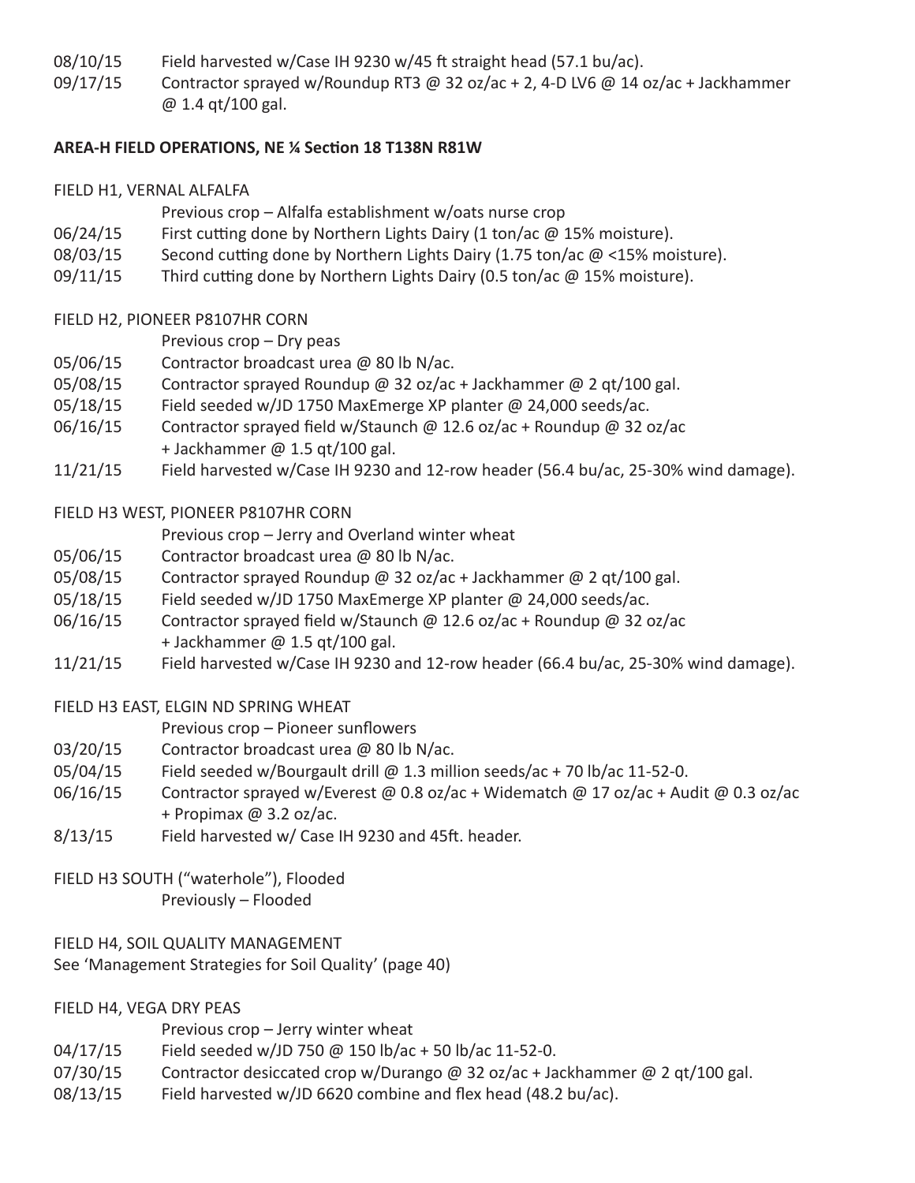08/10/15 Field harvested w/Case IH 9230 w/45 ft straight head (57.1 bu/ac).
09/17/15 Contractor sprayed w/Roundup RT3 @ 32 oz/ac + 2, 4-D LV6 @ 14 oz/ac + Jackhammer @ 1.4 qt/100 gal.

**AREA-H FIELD OPERATIONS, NE ¼ Section 18 T138N R81W**

FIELD H1, VERNAL ALFALFA

Previous crop – Alfalfa establishment w/oats nurse crop
06/24/15 First cutting done by Northern Lights Dairy (1 ton/ac @ 15% moisture).
08/03/15 Second cutting done by Northern Lights Dairy (1.75 ton/ac @ <15% moisture).
09/11/15 Third cutting done by Northern Lights Dairy (0.5 ton/ac @ 15% moisture).

FIELD H2, PIONEER P8107HR CORN

Previous crop – Dry peas
05/06/15 Contractor broadcast urea @ 80 lb N/ac.
05/08/15 Contractor sprayed Roundup @ 32 oz/ac + Jackhammer @ 2 qt/100 gal.
05/18/15 Field seeded w/JD 1750 MaxEmerge XP planter @ 24,000 seeds/ac.
06/16/15 Contractor sprayed field w/Staunch @ 12.6 oz/ac + Roundup @ 32 oz/ac + Jackhammer @ 1.5 qt/100 gal.
11/21/15 Field harvested w/Case IH 9230 and 12-row header (56.4 bu/ac, 25-30% wind damage).

FIELD H3 WEST, PIONEER P8107HR CORN

Previous crop – Jerry and Overland winter wheat
05/06/15 Contractor broadcast urea @ 80 lb N/ac.
05/08/15 Contractor sprayed Roundup @ 32 oz/ac + Jackhammer @ 2 qt/100 gal.
05/18/15 Field seeded w/JD 1750 MaxEmerge XP planter @ 24,000 seeds/ac.
06/16/15 Contractor sprayed field w/Staunch @ 12.6 oz/ac + Roundup @ 32 oz/ac + Jackhammer @ 1.5 qt/100 gal.
11/21/15 Field harvested w/Case IH 9230 and 12-row header (66.4 bu/ac, 25-30% wind damage).

FIELD H3 EAST, ELGIN ND SPRING WHEAT

Previous crop – Pioneer sunflowers
03/20/15 Contractor broadcast urea @ 80 lb N/ac.
05/04/15 Field seeded w/Bourgault drill @ 1.3 million seeds/ac + 70 lb/ac 11-52-0.
06/16/15 Contractor sprayed w/Everest @ 0.8 oz/ac + Widematch @ 17 oz/ac + Audit @ 0.3 oz/ac + Propimax @ 3.2 oz/ac.
8/13/15 Field harvested w/ Case IH 9230 and 45ft. header.

FIELD H3 SOUTH ("waterhole"), Flooded

Previously – Flooded

FIELD H4, SOIL QUALITY MANAGEMENT
See 'Management Strategies for Soil Quality' (page 40)

FIELD H4, VEGA DRY PEAS

Previous crop – Jerry winter wheat
04/17/15 Field seeded w/JD 750 @ 150 lb/ac + 50 lb/ac 11-52-0.
07/30/15 Contractor desiccated crop w/Durango @ 32 oz/ac + Jackhammer @ 2 qt/100 gal.
08/13/15 Field harvested w/JD 6620 combine and flex head (48.2 bu/ac).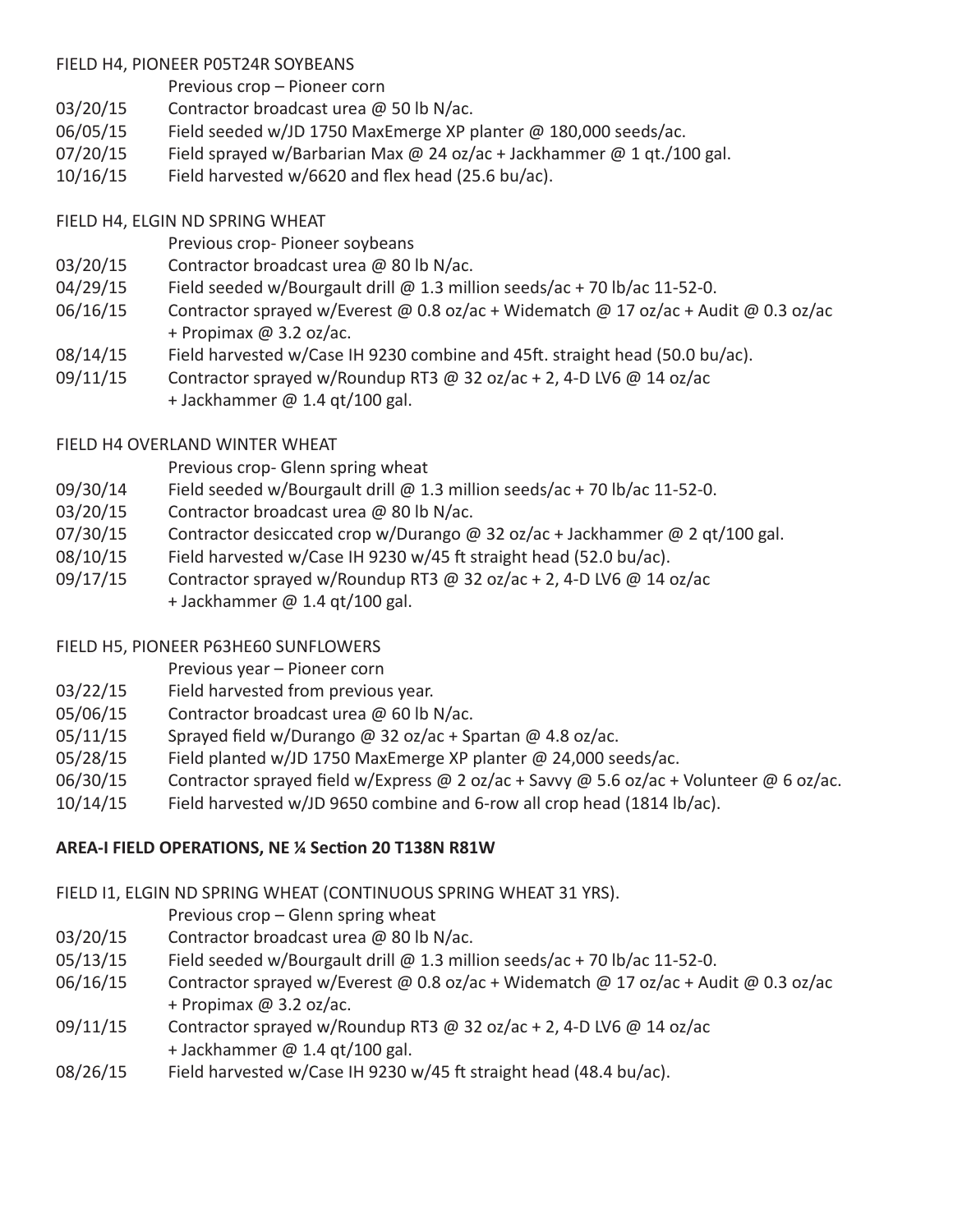FIELD H4, PIONEER P05T24R SOYBEANS

Previous crop – Pioneer corn

03/20/15 Contractor broadcast urea @ 50 lb N/ac.

06/05/15 Field seeded w/JD 1750 MaxEmerge XP planter @ 180,000 seeds/ac.

07/20/15 Field sprayed w/Barbarian Max @ 24 oz/ac + Jackhammer @ 1 qt./100 gal.

10/16/15 Field harvested w/6620 and flex head (25.6 bu/ac).

FIELD H4, ELGIN ND SPRING WHEAT

Previous crop- Pioneer soybeans

03/20/15 Contractor broadcast urea @ 80 lb N/ac.

04/29/15 Field seeded w/Bourgault drill @ 1.3 million seeds/ac + 70 lb/ac 11-52-0.

06/16/15 Contractor sprayed w/Everest @ 0.8 oz/ac + Widematch @ 17 oz/ac + Audit @ 0.3 oz/ac + Propimax @ 3.2 oz/ac.

08/14/15 Field harvested w/Case IH 9230 combine and 45ft. straight head (50.0 bu/ac).

09/11/15 Contractor sprayed w/Roundup RT3 @ 32 oz/ac + 2, 4-D LV6 @ 14 oz/ac + Jackhammer @ 1.4 qt/100 gal.

FIELD H4 OVERLAND WINTER WHEAT

Previous crop- Glenn spring wheat

09/30/14 Field seeded w/Bourgault drill @ 1.3 million seeds/ac + 70 lb/ac 11-52-0.

03/20/15 Contractor broadcast urea @ 80 lb N/ac.

07/30/15 Contractor desiccated crop w/Durango @ 32 oz/ac + Jackhammer @ 2 qt/100 gal.

08/10/15 Field harvested w/Case IH 9230 w/45 ft straight head (52.0 bu/ac).

09/17/15 Contractor sprayed w/Roundup RT3 @ 32 oz/ac + 2, 4-D LV6 @ 14 oz/ac + Jackhammer @ 1.4 qt/100 gal.

FIELD H5, PIONEER P63HE60 SUNFLOWERS

Previous year – Pioneer corn

03/22/15 Field harvested from previous year.

05/06/15 Contractor broadcast urea @ 60 lb N/ac.

05/11/15 Sprayed field w/Durango @ 32 oz/ac + Spartan @ 4.8 oz/ac.

05/28/15 Field planted w/JD 1750 MaxEmerge XP planter @ 24,000 seeds/ac.

06/30/15 Contractor sprayed field w/Express @ 2 oz/ac + Savvy @ 5.6 oz/ac + Volunteer @ 6 oz/ac.

10/14/15 Field harvested w/JD 9650 combine and 6-row all crop head (1814 lb/ac).

**AREA-I FIELD OPERATIONS, NE ¼ Section 20 T138N R81W**

FIELD I1, ELGIN ND SPRING WHEAT (CONTINUOUS SPRING WHEAT 31 YRS).

Previous crop – Glenn spring wheat

03/20/15 Contractor broadcast urea @ 80 lb N/ac.

05/13/15 Field seeded w/Bourgault drill @ 1.3 million seeds/ac + 70 lb/ac 11-52-0.

06/16/15 Contractor sprayed w/Everest @ 0.8 oz/ac + Widematch @ 17 oz/ac + Audit @ 0.3 oz/ac + Propimax @ 3.2 oz/ac.

09/11/15 Contractor sprayed w/Roundup RT3 @ 32 oz/ac + 2, 4-D LV6 @ 14 oz/ac + Jackhammer @ 1.4 qt/100 gal.

08/26/15 Field harvested w/Case IH 9230 w/45 ft straight head (48.4 bu/ac).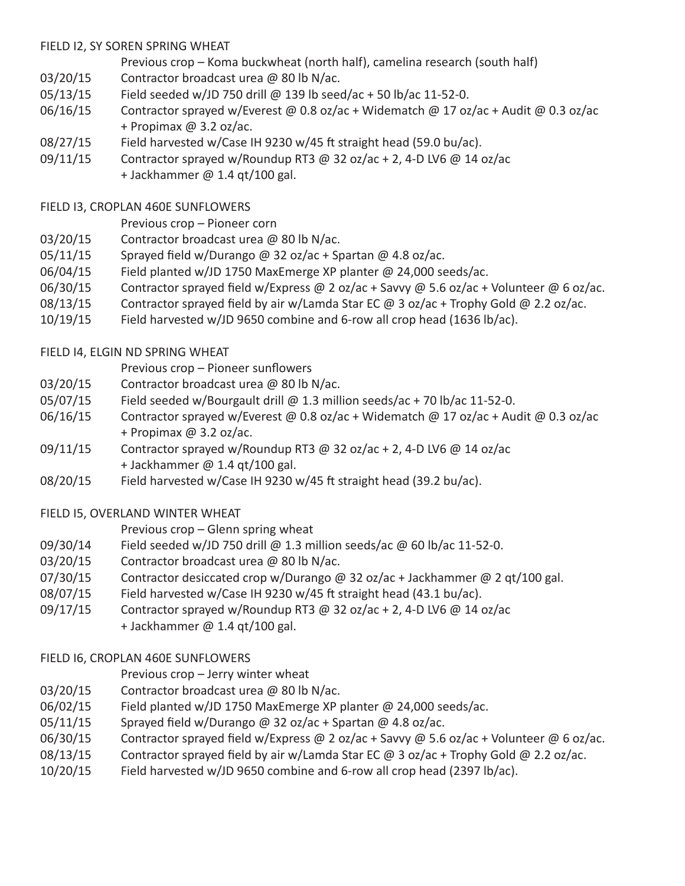FIELD I2, SY SOREN SPRING WHEAT

Previous crop – Koma buckwheat (north half), camelina research (south half)

| | |
|---|---|
| 03/20/15 | Contractor broadcast urea @ 80 lb N/ac. |
| 05/13/15 | Field seeded w/JD 750 drill @ 139 lb seed/ac + 50 lb/ac 11-52-0. |
| 06/16/15 | Contractor sprayed w/Everest @ 0.8 oz/ac + Widematch @ 17 oz/ac + Audit @ 0.3 oz/ac + Propimax @ 3.2 oz/ac. |
| 08/27/15 | Field harvested w/Case IH 9230 w/45 ft straight head (59.0 bu/ac). |
| 09/11/15 | Contractor sprayed w/Roundup RT3 @ 32 oz/ac + 2, 4-D LV6 @ 14 oz/ac + Jackhammer @ 1.4 qt/100 gal. |

FIELD I3, CROPLAN 460E SUNFLOWERS

Previous crop – Pioneer corn

| | |
|---|---|
| 03/20/15 | Contractor broadcast urea @ 80 lb N/ac. |
| 05/11/15 | Sprayed field w/Durango @ 32 oz/ac + Spartan @ 4.8 oz/ac. |
| 06/04/15 | Field planted w/JD 1750 MaxEmerge XP planter @ 24,000 seeds/ac. |
| 06/30/15 | Contractor sprayed field w/Express @ 2 oz/ac + Savvy @ 5.6 oz/ac + Volunteer @ 6 oz/ac. |
| 08/13/15 | Contractor sprayed field by air w/Lamda Star EC @ 3 oz/ac + Trophy Gold @ 2.2 oz/ac. |
| 10/19/15 | Field harvested w/JD 9650 combine and 6-row all crop head (1636 lb/ac). |

FIELD I4, ELGIN ND SPRING WHEAT

Previous crop – Pioneer sunflowers

| | |
|---|---|
| 03/20/15 | Contractor broadcast urea @ 80 lb N/ac. |
| 05/07/15 | Field seeded w/Bourgault drill @ 1.3 million seeds/ac + 70 lb/ac 11-52-0. |
| 06/16/15 | Contractor sprayed w/Everest @ 0.8 oz/ac + Widematch @ 17 oz/ac + Audit @ 0.3 oz/ac + Propimax @ 3.2 oz/ac. |
| 09/11/15 | Contractor sprayed w/Roundup RT3 @ 32 oz/ac + 2, 4-D LV6 @ 14 oz/ac + Jackhammer @ 1.4 qt/100 gal. |
| 08/20/15 | Field harvested w/Case IH 9230 w/45 ft straight head (39.2 bu/ac). |

FIELD I5, OVERLAND WINTER WHEAT

Previous crop – Glenn spring wheat

| | |
|---|---|
| 09/30/14 | Field seeded w/JD 750 drill @ 1.3 million seeds/ac @ 60 lb/ac 11-52-0. |
| 03/20/15 | Contractor broadcast urea @ 80 lb N/ac. |
| 07/30/15 | Contractor desiccated crop w/Durango @ 32 oz/ac + Jackhammer @ 2 qt/100 gal. |
| 08/07/15 | Field harvested w/Case IH 9230 w/45 ft straight head (43.1 bu/ac). |
| 09/17/15 | Contractor sprayed w/Roundup RT3 @ 32 oz/ac + 2, 4-D LV6 @ 14 oz/ac + Jackhammer @ 1.4 qt/100 gal. |

FIELD I6, CROPLAN 460E SUNFLOWERS

Previous crop – Jerry winter wheat

| | |
|---|---|
| 03/20/15 | Contractor broadcast urea @ 80 lb N/ac. |
| 06/02/15 | Field planted w/JD 1750 MaxEmerge XP planter @ 24,000 seeds/ac. |
| 05/11/15 | Sprayed field w/Durango @ 32 oz/ac + Spartan @ 4.8 oz/ac. |
| 06/30/15 | Contractor sprayed field w/Express @ 2 oz/ac + Savvy @ 5.6 oz/ac + Volunteer @ 6 oz/ac. |
| 08/13/15 | Contractor sprayed field by air w/Lamda Star EC @ 3 oz/ac + Trophy Gold @ 2.2 oz/ac. |
| 10/20/15 | Field harvested w/JD 9650 combine and 6-row all crop head (2397 lb/ac). |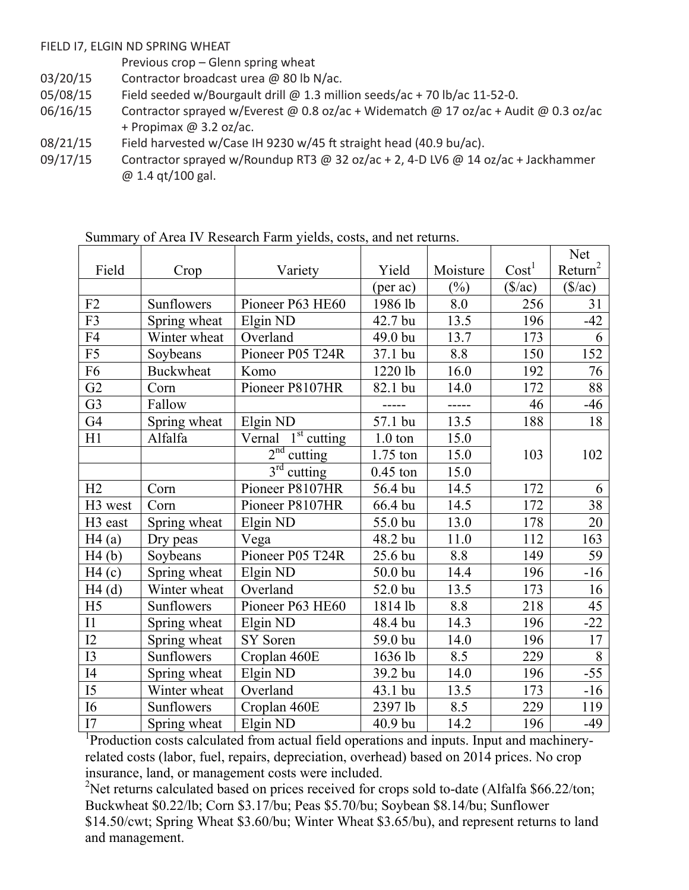FIELD I7, ELGIN ND SPRING WHEAT

Previous crop – Glenn spring wheat

03/20/15 Contractor broadcast urea @ 80 lb N/ac.

05/08/15 Field seeded w/Bourgault drill @ 1.3 million seeds/ac + 70 lb/ac 11-52-0.

06/16/15 Contractor sprayed w/Everest @ 0.8 oz/ac + Widematch @ 17 oz/ac + Audit @ 0.3 oz/ac + Propimax @ 3.2 oz/ac.

08/21/15 Field harvested w/Case IH 9230 w/45 ft straight head (40.9 bu/ac).

09/17/15 Contractor sprayed w/Roundup RT3 @ 32 oz/ac + 2, 4-D LV6 @ 14 oz/ac + Jackhammer @ 1.4 qt/100 gal.

Summary of Area IV Research Farm yields, costs, and net returns.

| Field | Crop | Variety | Yield | Moisture | Cost[1] | Net Return[2] |
|---|---|---|---|---|---|---|
| | | | (per ac) | (%) | ($/ac) | ($/ac) |
| F2 | Sunflowers | Pioneer P63 HE60 | 1986 lb | 8.0 | 256 | 31 |
| F3 | Spring wheat | Elgin ND | 42.7 bu | 13.5 | 196 | -42 |
| F4 | Winter wheat | Overland | 49.0 bu | 13.7 | 173 | 6 |
| F5 | Soybeans | Pioneer P05 T24R | 37.1 bu | 8.8 | 150 | 152 |
| F6 | Buckwheat | Komo | 1220 lb | 16.0 | 192 | 76 |
| G2 | Corn | Pioneer P8107HR | 82.1 bu | 14.0 | 172 | 88 |
| G3 | Fallow | | ----- | ----- | 46 | -46 |
| G4 | Spring wheat | Elgin ND | 57.1 bu | 13.5 | 188 | 18 |
| H1 | Alfalfa | Vernal 1st cutting | 1.0 ton | 15.0 | 103 | 102 |
| | | 2nd cutting | 1.75 ton | 15.0 | | |
| | | 3rd cutting | 0.45 ton | 15.0 | | |
| H2 | Corn | Pioneer P8107HR | 56.4 bu | 14.5 | 172 | 6 |
| H3 west | Corn | Pioneer P8107HR | 66.4 bu | 14.5 | 172 | 38 |
| H3 east | Spring wheat | Elgin ND | 55.0 bu | 13.0 | 178 | 20 |
| H4 (a) | Dry peas | Vega | 48.2 bu | 11.0 | 112 | 163 |
| H4 (b) | Soybeans | Pioneer P05 T24R | 25.6 bu | 8.8 | 149 | 59 |
| H4 (c) | Spring wheat | Elgin ND | 50.0 bu | 14.4 | 196 | -16 |
| H4 (d) | Winter wheat | Overland | 52.0 bu | 13.5 | 173 | 16 |
| H5 | Sunflowers | Pioneer P63 HE60 | 1814 lb | 8.8 | 218 | 45 |
| I1 | Spring wheat | Elgin ND | 48.4 bu | 14.3 | 196 | -22 |
| I2 | Spring wheat | SY Soren | 59.0 bu | 14.0 | 196 | 17 |
| I3 | Sunflowers | Croplan 460E | 1636 lb | 8.5 | 229 | 8 |
| I4 | Spring wheat | Elgin ND | 39.2 bu | 14.0 | 196 | -55 |
| I5 | Winter wheat | Overland | 43.1 bu | 13.5 | 173 | -16 |
| I6 | Sunflowers | Croplan 460E | 2397 lb | 8.5 | 229 | 119 |
| I7 | Spring wheat | Elgin ND | 40.9 bu | 14.2 | 196 | -49 |

[1]Production costs calculated from actual field operations and inputs. Input and machinery-related costs (labor, fuel, repairs, depreciation, overhead) based on 2014 prices. No crop insurance, land, or management costs were included.

[2]Net returns calculated based on prices received for crops sold to-date (Alfalfa $66.22/ton; Buckwheat $0.22/lb; Corn $3.17/bu; Peas $5.70/bu; Soybean $8.14/bu; Sunflower $14.50/cwt; Spring Wheat $3.60/bu; Winter Wheat $3.65/bu), and represent returns to land and management.